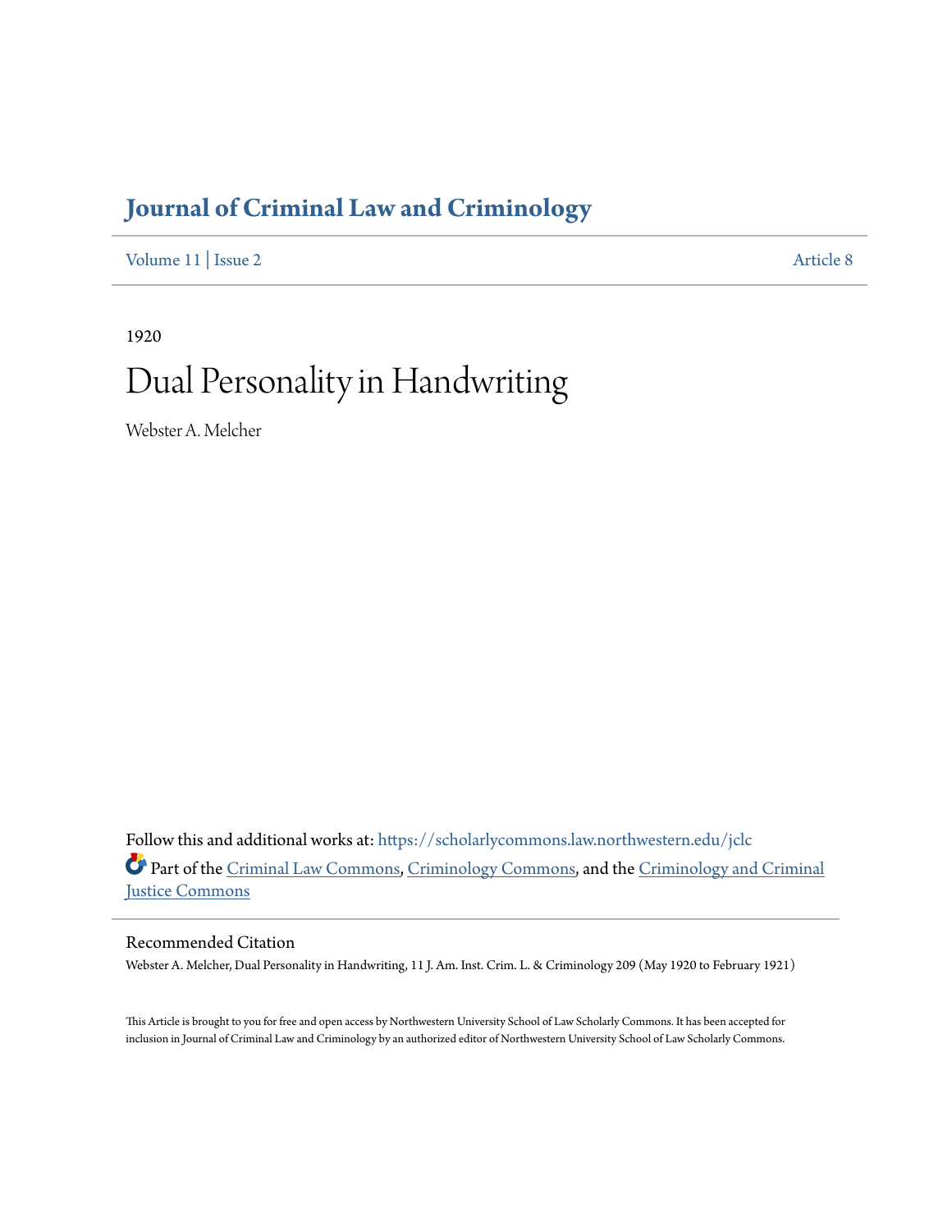# Journal of Criminal Law and Criminology

Volume 11 | Issue 2 Article 8

1920

# Dual Personality in Handwriting

Webster A. Melcher

Follow this and additional works at: https://scholarlycommons.law.northwestern.edu/jclc

Part of the Criminal Law Commons, Criminology Commons, and the Criminology and Criminal Justice Commons

## Recommended Citation

Webster A. Melcher, Dual Personality in Handwriting, 11 J. Am. Inst. Crim. L. & Criminology 209 (May 1920 to February 1921)

This Article is brought to you for free and open access by Northwestern University School of Law Scholarly Commons. It has been accepted for inclusion in Journal of Criminal Law and Criminology by an authorized editor of Northwestern University School of Law Scholarly Commons.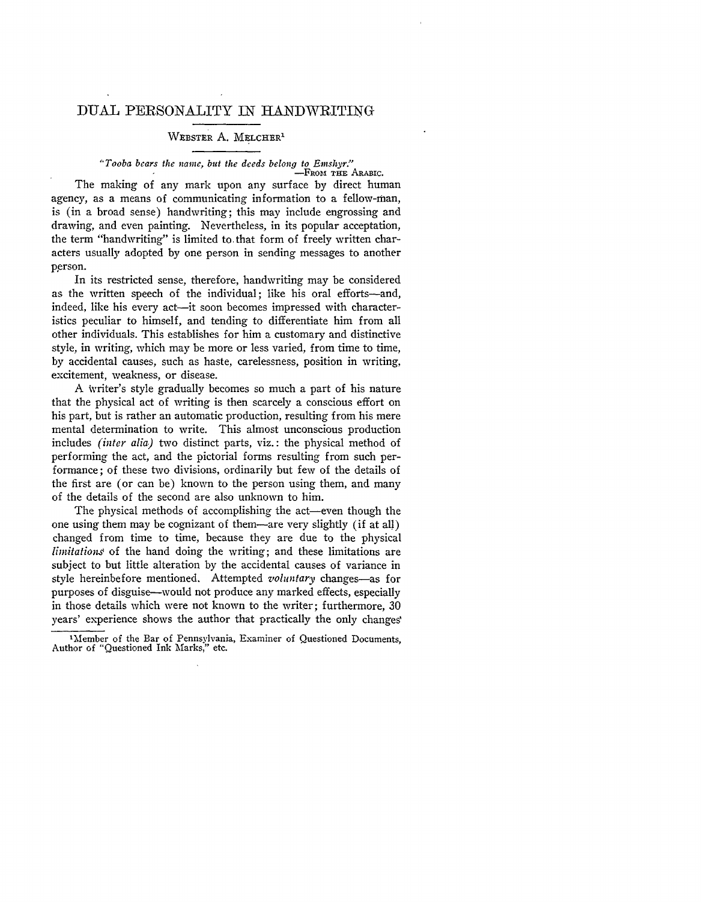# DUAL PERSONALITY IN HANDWRITING

WEBSTER A. MELCHER[1]

> *"Tooba bears the name, but the deeds belong to Emshyr."*
> —FROM THE ARABIC.

The making of any mark upon any surface by direct human agency, as a means of communicating information to a fellow-man, is (in a broad sense) handwriting; this may include engrossing and drawing, and even painting. Nevertheless, in its popular acceptation, the term "handwriting" is limited to that form of freely written characters usually adopted by one person in sending messages to another person.

In its restricted sense, therefore, handwriting may be considered as the written speech of the individual; like his oral efforts—and, indeed, like his every act—it soon becomes impressed with characteristics peculiar to himself, and tending to differentiate him from all other individuals. This establishes for him a customary and distinctive style, in writing, which may be more or less varied, from time to time, by accidental causes, such as haste, carelessness, position in writing, excitement, weakness, or disease.

A writer's style gradually becomes so much a part of his nature that the physical act of writing is then scarcely a conscious effort on his part, but is rather an automatic production, resulting from his mere mental determination to write. This almost unconscious production includes *(inter alia)* two distinct parts, viz.: the physical method of performing the act, and the pictorial forms resulting from such performance; of these two divisions, ordinarily but few of the details of the first are (or can be) known to the person using them, and many of the details of the second are also unknown to him.

The physical methods of accomplishing the act—even though the one using them may be cognizant of them—are very slightly (if at all) changed from time to time, because they are due to the physical *limitations* of the hand doing the writing; and these limitations are subject to but little alteration by the accidental causes of variance in style hereinbefore mentioned. Attempted *voluntary* changes—as for purposes of disguise—would not produce any marked effects, especially in those details which were not known to the writer; furthermore, 30 years' experience shows the author that practically the only changes

[1] Member of the Bar of Pennsylvania, Examiner of Questioned Documents, Author of "Questioned Ink Marks," etc.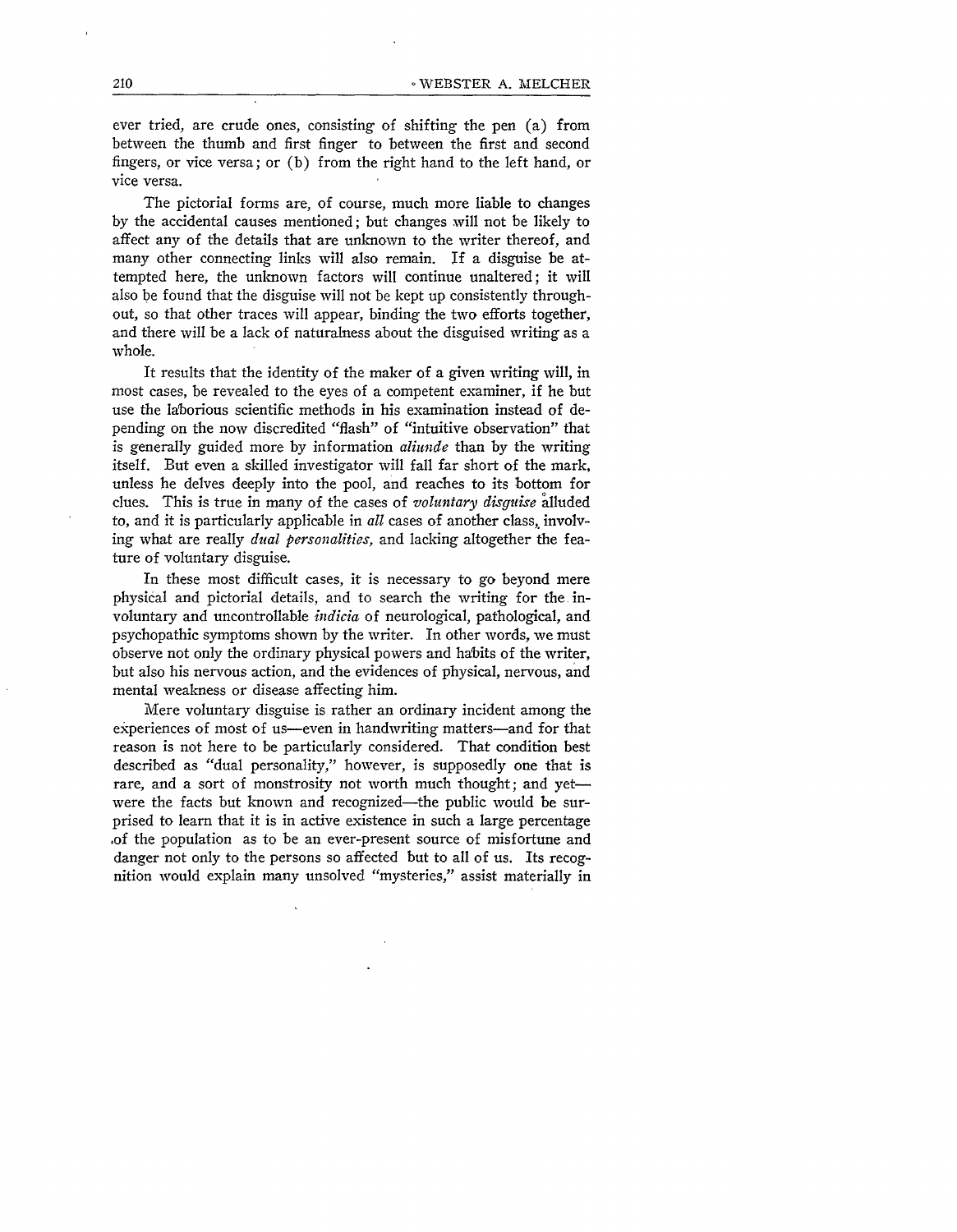ever tried, are crude ones, consisting of shifting the pen (a) from between the thumb and first finger to between the first and second fingers, or vice versa; or (b) from the right hand to the left hand, or vice versa.

The pictorial forms are, of course, much more liable to changes by the accidental causes mentioned; but changes will not be likely to affect any of the details that are unknown to the writer thereof, and many other connecting links will also remain. If a disguise be attempted here, the unknown factors will continue unaltered; it will also be found that the disguise will not be kept up consistently throughout, so that other traces will appear, binding the two efforts together, and there will be a lack of naturalness about the disguised writing as a whole.

It results that the identity of the maker of a given writing will, in most cases, be revealed to the eyes of a competent examiner, if he but use the laborious scientific methods in his examination instead of depending on the now discredited "flash" of "intuitive observation" that is generally guided more by information *aliunde* than by the writing itself. But even a skilled investigator will fall far short of the mark, unless he delves deeply into the pool, and reaches to its bottom for clues. This is true in many of the cases of *voluntary disguise* alluded to, and it is particularly applicable in *all* cases of another class, involving what are really *dual personalities,* and lacking altogether the feature of voluntary disguise.

In these most difficult cases, it is necessary to go beyond mere physical and pictorial details, and to search the writing for the involuntary and uncontrollable *indicia* of neurological, pathological, and psychopathic symptoms shown by the writer. In other words, we must observe not only the ordinary physical powers and habits of the writer, but also his nervous action, and the evidences of physical, nervous, and mental weakness or disease affecting him.

Mere voluntary disguise is rather an ordinary incident among the experiences of most of us—even in handwriting matters—and for that reason is not here to be particularly considered. That condition best described as "dual personality," however, is supposedly one that is rare, and a sort of monstrosity not worth much thought; and yet—were the facts but known and recognized—the public would be surprised to learn that it is in active existence in such a large percentage of the population as to be an ever-present source of misfortune and danger not only to the persons so affected but to all of us. Its recognition would explain many unsolved "mysteries," assist materially in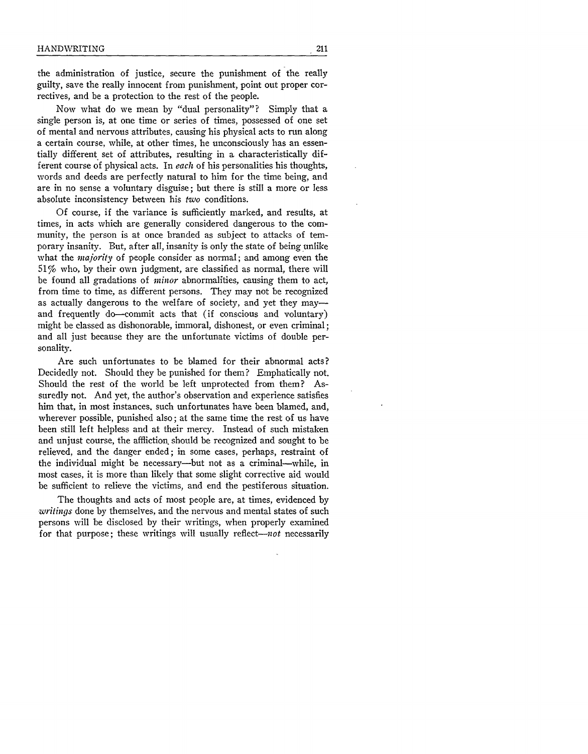the administration of justice, secure the punishment of the really guilty, save the really innocent from punishment, point out proper correctives, and be a protection to the rest of the people.

Now what do we mean by "dual personality"? Simply that a single person is, at one time or series of times, possessed of one set of mental and nervous attributes, causing his physical acts to run along a certain course, while, at other times, he unconsciously has an essentially different set of attributes, resulting in a characteristically different course of physical acts. In *each* of his personalities his thoughts, words and deeds are perfectly natural to him for the time being, and are in no sense a voluntary disguise; but there is still a more or less absolute inconsistency between his *two* conditions.

Of course, if the variance is sufficiently marked, and results, at times, in acts which are generally considered dangerous to the community, the person is at once branded as subject to attacks of temporary insanity. But, after all, insanity is only the state of being unlike what the *majority* of people consider as normal; and among even the 51% who, by their own judgment, are classified as normal, there will be found all gradations of *minor* abnormalities, causing them to act, from time to time, as different persons. They may not be recognized as actually dangerous to the welfare of society, and yet they may—and frequently do—commit acts that (if conscious and voluntary) might be classed as dishonorable, immoral, dishonest, or even criminal; and all just because they are the unfortunate victims of double personality.

Are such unfortunates to be blamed for their abnormal acts? Decidedly not. Should they be punished for them? Emphatically not. Should the rest of the world be left unprotected from them? Assuredly not. And yet, the author's observation and experience satisfies him that, in most instances, such unfortunates have been blamed, and, wherever possible, punished also; at the same time the rest of us have been still left helpless and at their mercy. Instead of such mistaken and unjust course, the affliction should be recognized and sought to be relieved, and the danger ended; in some cases, perhaps, restraint of the individual might be necessary—but not as a criminal—while, in most cases, it is more than likely that some slight corrective aid would be sufficient to relieve the victims, and end the pestiferous situation.

The thoughts and acts of most people are, at times, evidenced by *writings* done by themselves, and the nervous and mental states of such persons will be disclosed by their writings, when properly examined for that purpose; these writings will usually reflect—*not* necessarily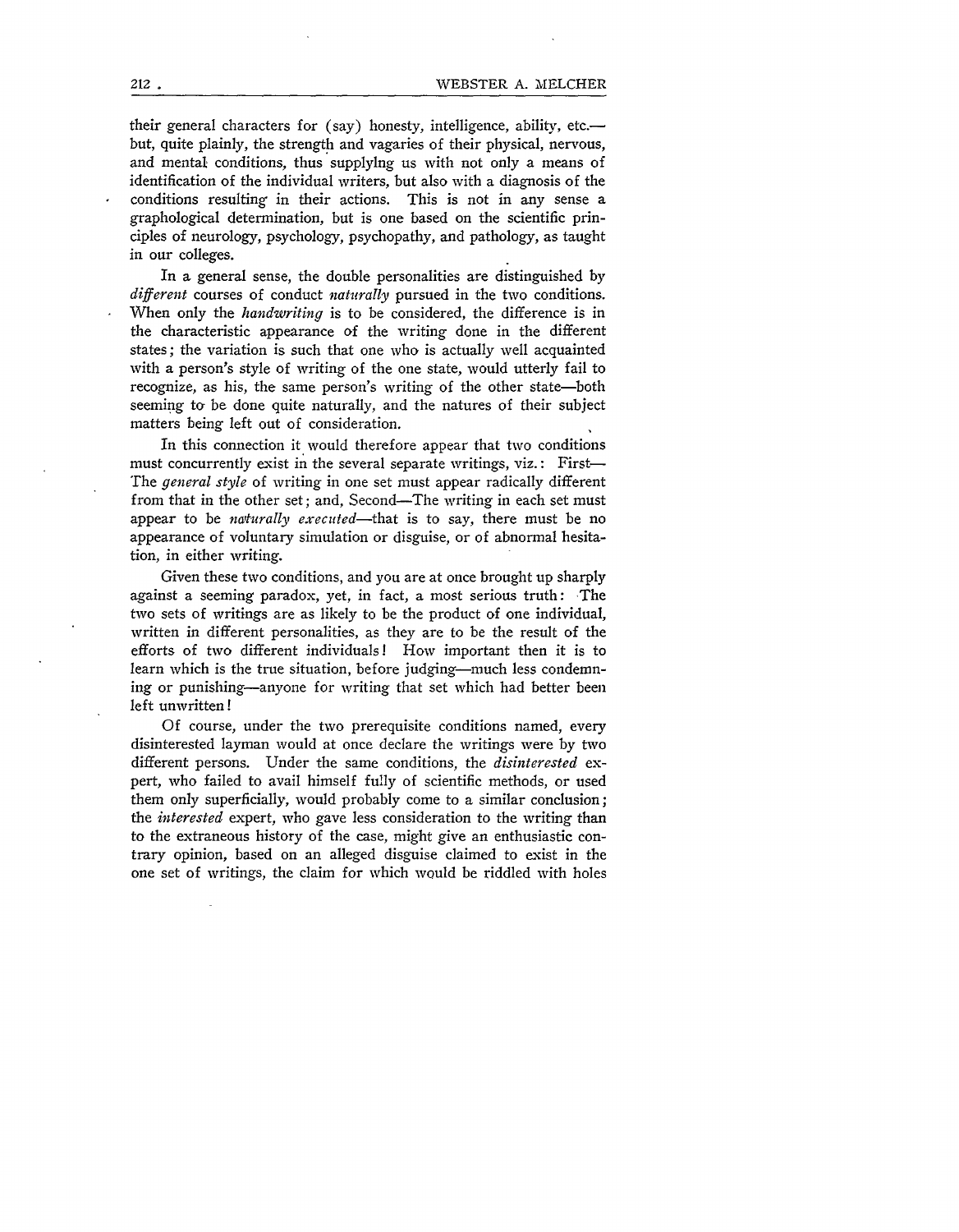their general characters for (say) honesty, intelligence, ability, etc.—but, quite plainly, the strength and vagaries of their physical, nervous, and mental conditions, thus supplylng us with not only a means of identification of the individual writers, but also with a diagnosis of the conditions resulting in their actions. This is not in any sense a graphological determination, but is one based on the scientific principles of neurology, psychology, psychopathy, and pathology, as taught in our colleges.

In a general sense, the double personalities are distinguished by *different* courses of conduct *naturally* pursued in the two conditions. When only the *handwriting* is to be considered, the difference is in the characteristic appearance of the writing done in the different states; the variation is such that one who is actually well acquainted with a person's style of writing of the one state, would utterly fail to recognize, as his, the same person's writing of the other state—both seeming to be done quite naturally, and the natures of their subject matters being left out of consideration.

In this connection it would therefore appear that two conditions must concurrently exist in the several separate writings, viz.: First—The *general style* of writing in one set must appear radically different from that in the other set; and, Second—The writing in each set must appear to be *naturally executed*—that is to say, there must be no appearance of voluntary simulation or disguise, or of abnormal hesitation, in either writing.

Given these two conditions, and you are at once brought up sharply against a seeming paradox, yet, in fact, a most serious truth: The two sets of writings are as likely to be the product of one individual, written in different personalities, as they are to be the result of the efforts of two different individuals! How important then it is to learn which is the true situation, before judging—much less condemning or punishing—anyone for writing that set which had better been left unwritten!

Of course, under the two prerequisite conditions named, every disinterested layman would at once declare the writings were by two different persons. Under the same conditions, the *disinterested* expert, who failed to avail himself fully of scientific methods, or used them only superficially, would probably come to a similar conclusion; the *interested* expert, who gave less consideration to the writing than to the extraneous history of the case, might give an enthusiastic contrary opinion, based on an alleged disguise claimed to exist in the one set of writings, the claim for which would be riddled with holes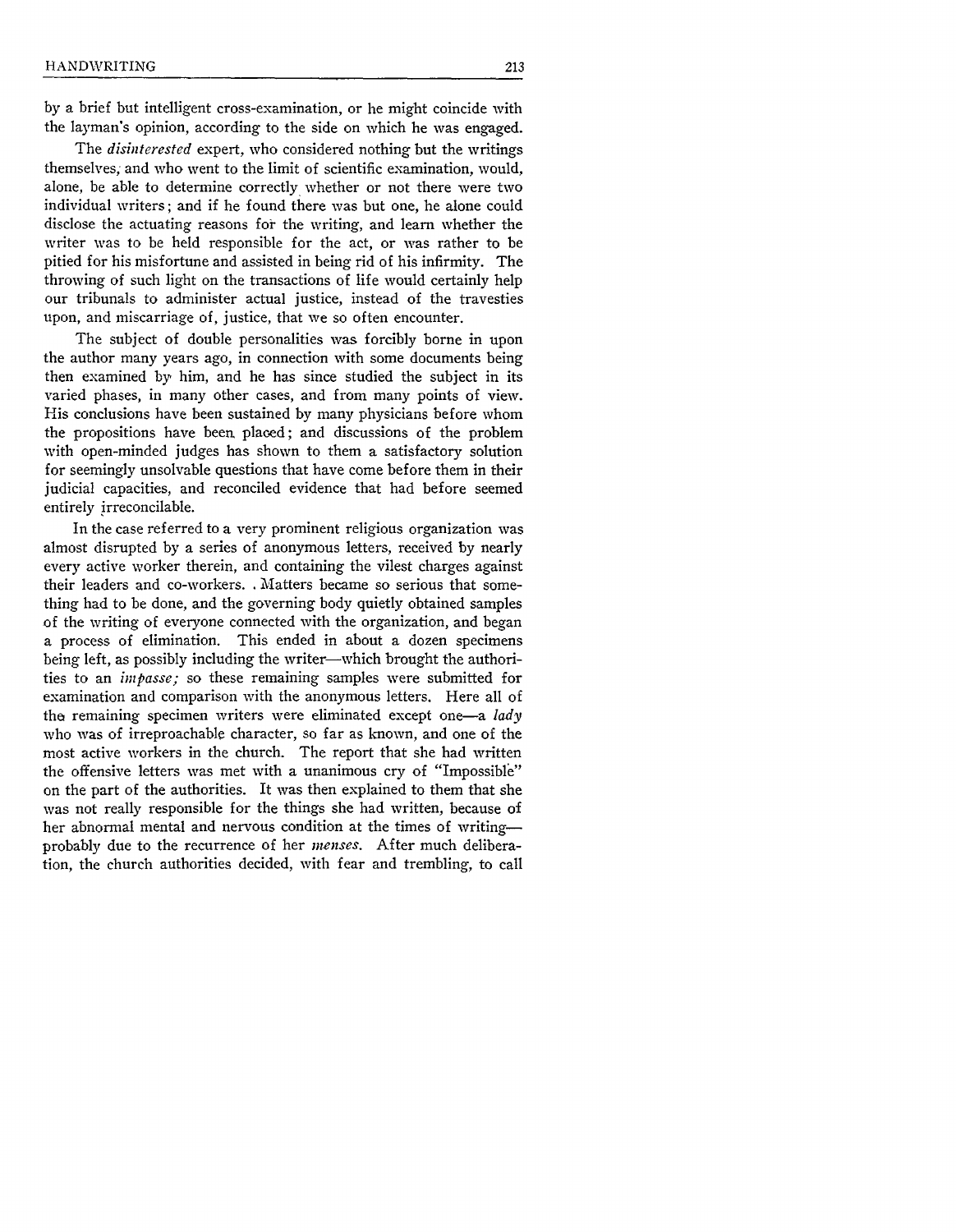by a brief but intelligent cross-examination, or he might coincide with the layman's opinion, according to the side on which he was engaged.

The *disinterested* expert, who considered nothing but the writings themselves, and who went to the limit of scientific examination, would, alone, be able to determine correctly whether or not there were two individual writers; and if he found there was but one, he alone could disclose the actuating reasons for the writing, and learn whether the writer was to be held responsible for the act, or was rather to be pitied for his misfortune and assisted in being rid of his infirmity. The throwing of such light on the transactions of life would certainly help our tribunals to administer actual justice, instead of the travesties upon, and miscarriage of, justice, that we so often encounter.

The subject of double personalities was forcibly borne in upon the author many years ago, in connection with some documents being then examined by him, and he has since studied the subject in its varied phases, in many other cases, and from many points of view. His conclusions have been sustained by many physicians before whom the propositions have been placed; and discussions of the problem with open-minded judges has shown to them a satisfactory solution for seemingly unsolvable questions that have come before them in their judicial capacities, and reconciled evidence that had before seemed entirely irreconcilable.

In the case referred to a very prominent religious organization was almost disrupted by a series of anonymous letters, received by nearly every active worker therein, and containing the vilest charges against their leaders and co-workers. Matters became so serious that something had to be done, and the governing body quietly obtained samples of the writing of everyone connected with the organization, and began a process of elimination. This ended in about a dozen specimens being left, as possibly including the writer—which brought the authorities to an *impasse;* so these remaining samples were submitted for examination and comparison with the anonymous letters. Here all of the remaining specimen writers were eliminated except one—a *lady* who was of irreproachable character, so far as known, and one of the most active workers in the church. The report that she had written the offensive letters was met with a unanimous cry of "Impossible" on the part of the authorities. It was then explained to them that she was not really responsible for the things she had written, because of her abnormal mental and nervous condition at the times of writing—probably due to the recurrence of her *menses.* After much deliberation, the church authorities decided, with fear and trembling, to call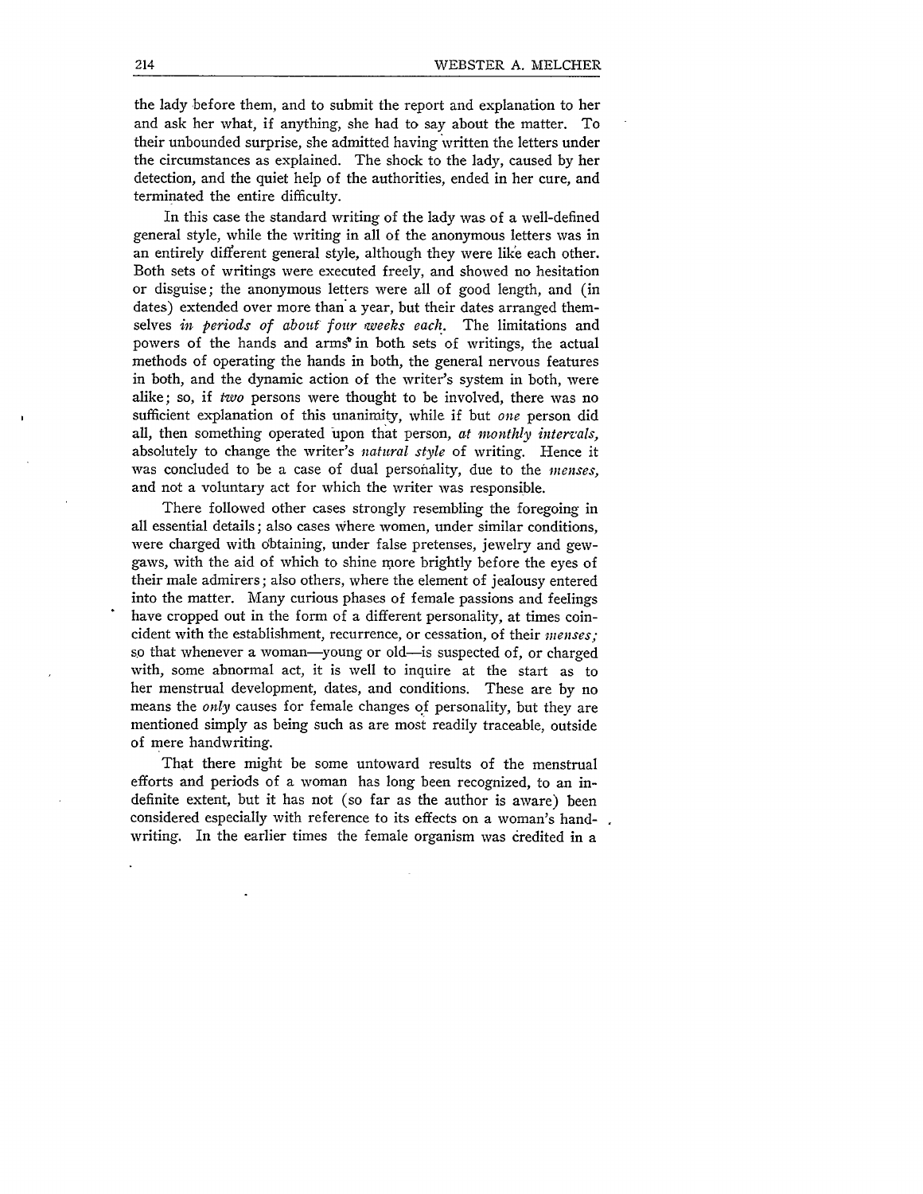the lady before them, and to submit the report and explanation to her and ask her what, if anything, she had to say about the matter. To their unbounded surprise, she admitted having written the letters under the circumstances as explained. The shock to the lady, caused by her detection, and the quiet help of the authorities, ended in her cure, and terminated the entire difficulty.

In this case the standard writing of the lady was of a well-defined general style, while the writing in all of the anonymous letters was in an entirely different general style, although they were like each other. Both sets of writings were executed freely, and showed no hesitation or disguise; the anonymous letters were all of good length, and (in dates) extended over more than a year, but their dates arranged themselves *in periods of about four weeks each*. The limitations and powers of the hands and arms in both sets of writings, the actual methods of operating the hands in both, the general nervous features in both, and the dynamic action of the writer's system in both, were alike; so, if *two* persons were thought to be involved, there was no sufficient explanation of this unanimity, while if but *one* person did all, then something operated upon that person, *at monthly intervals,* absolutely to change the writer's *natural style* of writing. Hence it was concluded to be a case of dual personality, due to the *menses,* and not a voluntary act for which the writer was responsible.

There followed other cases strongly resembling the foregoing in all essential details; also cases where women, under similar conditions, were charged with obtaining, under false pretenses, jewelry and gewgaws, with the aid of which to shine more brightly before the eyes of their male admirers; also others, where the element of jealousy entered into the matter. Many curious phases of female passions and feelings have cropped out in the form of a different personality, at times coincident with the establishment, recurrence, or cessation, of their *menses;* so that whenever a woman—young or old—is suspected of, or charged with, some abnormal act, it is well to inquire at the start as to her menstrual development, dates, and conditions. These are by no means the *only* causes for female changes of personality, but they are mentioned simply as being such as are most readily traceable, outside of mere handwriting.

That there might be some untoward results of the menstrual efforts and periods of a woman has long been recognized, to an indefinite extent, but it has not (so far as the author is aware) been considered especially with reference to its effects on a woman's handwriting. In the earlier times the female organism was credited in a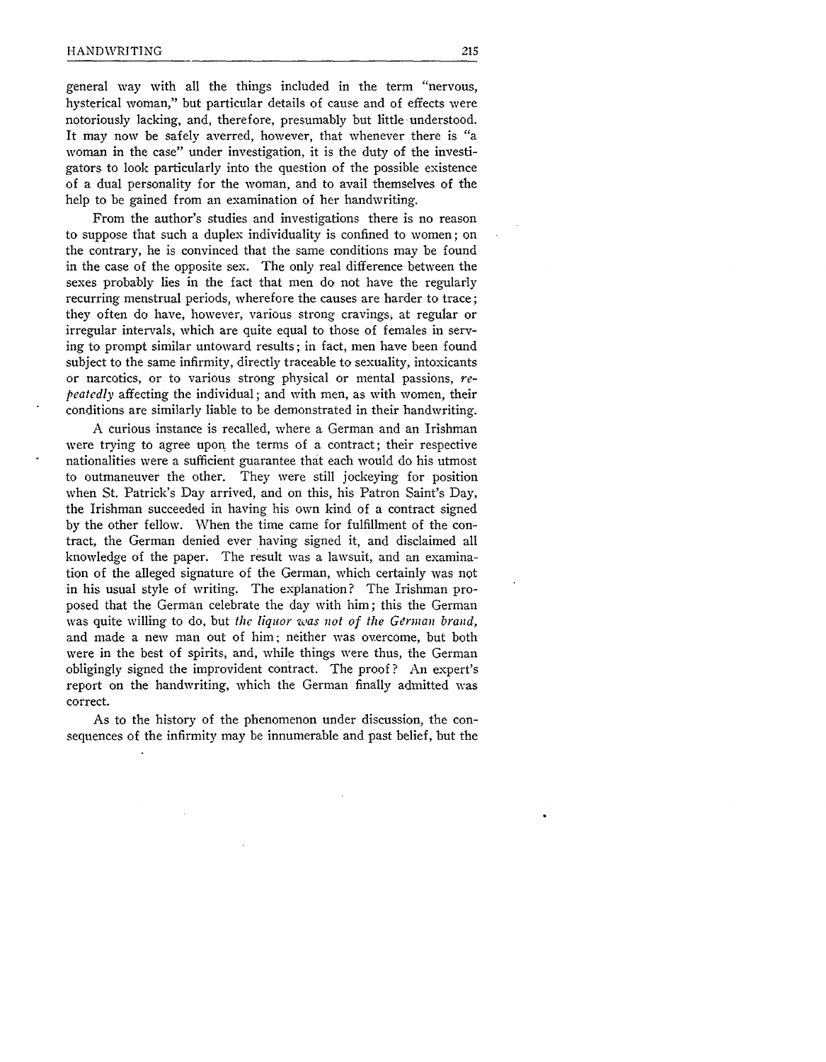general way with all the things included in the term "nervous, hysterical woman," but particular details of cause and of effects were notoriously lacking, and, therefore, presumably but little understood. It may now be safely averred, however, that whenever there is "a woman in the case" under investigation, it is the duty of the investigators to look particularly into the question of the possible existence of a dual personality for the woman, and to avail themselves of the help to be gained from an examination of her handwriting.

From the author's studies and investigations there is no reason to suppose that such a duplex individuality is confined to women; on the contrary, he is convinced that the same conditions may be found in the case of the opposite sex. The only real difference between the sexes probably lies in the fact that men do not have the regularly recurring menstrual periods, wherefore the causes are harder to trace; they often do have, however, various strong cravings, at regular or irregular intervals, which are quite equal to those of females in serving to prompt similar untoward results; in fact, men have been found subject to the same infirmity, directly traceable to sexuality, intoxicants or narcotics, or to various strong physical or mental passions, *repeatedly* affecting the individual; and with men, as with women, their conditions are similarly liable to be demonstrated in their handwriting.

A curious instance is recalled, where a German and an Irishman were trying to agree upon the terms of a contract; their respective nationalities were a sufficient guarantee that each would do his utmost to outmaneuver the other. They were still jockeying for position when St. Patrick's Day arrived, and on this, his Patron Saint's Day, the Irishman succeeded in having his own kind of a contract signed by the other fellow. When the time came for fulfillment of the contract, the German denied ever having signed it, and disclaimed all knowledge of the paper. The result was a lawsuit, and an examination of the alleged signature of the German, which certainly was not in his usual style of writing. The explanation? The Irishman proposed that the German celebrate the day with him; this the German was quite willing to do, but *the liquor was not of the German brand*, and made a new man out of him; neither was overcome, but both were in the best of spirits, and, while things were thus, the German obligingly signed the improvident contract. The proof? An expert's report on the handwriting, which the German finally admitted was correct.

As to the history of the phenomenon under discussion, the consequences of the infirmity may be innumerable and past belief, but the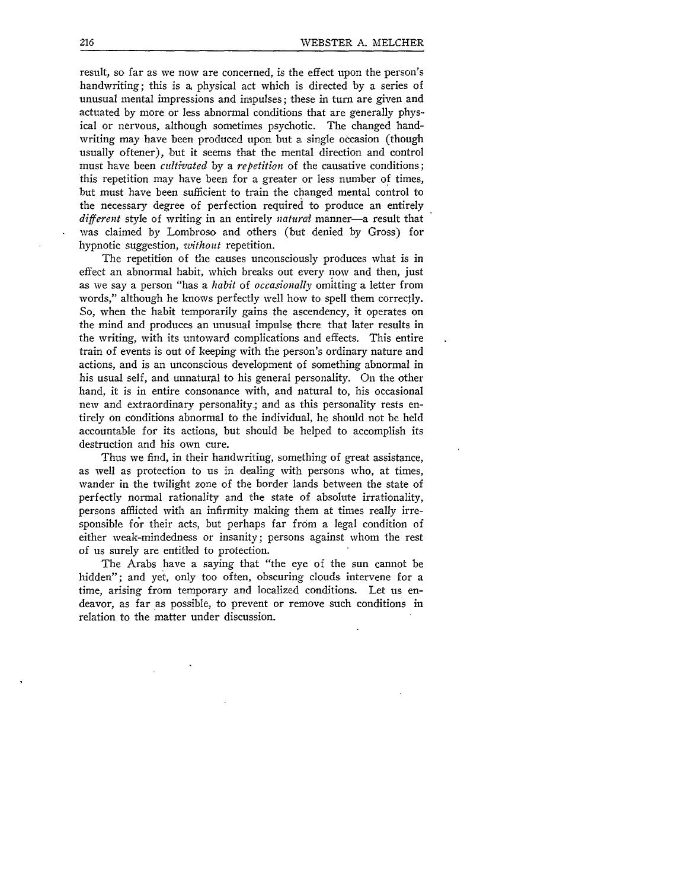result, so far as we now are concerned, is the effect upon the person's handwriting; this is a physical act which is directed by a series of unusual mental impressions and impulses; these in turn are given and actuated by more or less abnormal conditions that are generally physical or nervous, although sometimes psychotic. The changed handwriting may have been produced upon but a single occasion (though usually oftener), but it seems that the mental direction and control must have been *cultivated* by a *repetition* of the causative conditions; this repetition may have been for a greater or less number of times, but must have been sufficient to train the changed mental control to the necessary degree of perfection required to produce an entirely *different* style of writing in an entirely *natural* manner—a result that was claimed by Lombroso and others (but denied by Gross) for hypnotic suggestion, *without* repetition.

The repetition of the causes unconsciously produces what is in effect an abnormal habit, which breaks out every now and then, just as we say a person "has a *habit* of *occasionally* omitting a letter from words," although he knows perfectly well how to spell them correctly. So, when the habit temporarily gains the ascendency, it operates on the mind and produces an unusual impulse there that later results in the writing, with its untoward complications and effects. This entire train of events is out of keeping with the person's ordinary nature and actions, and is an unconscious development of something abnormal in his usual self, and unnatural to his general personality. On the other hand, it is in entire consonance with, and natural to, his occasional new and extraordinary personality; and as this personality rests entirely on conditions abnormal to the individual, he should not be held accountable for its actions, but should be helped to accomplish its destruction and his own cure.

Thus we find, in their handwriting, something of great assistance, as well as protection to us in dealing with persons who, at times, wander in the twilight zone of the border lands between the state of perfectly normal rationality and the state of absolute irrationality, persons afflicted with an infirmity making them at times really irresponsible for their acts, but perhaps far from a legal condition of either weak-mindedness or insanity; persons against whom the rest of us surely are entitled to protection.

The Arabs have a saying that "the eye of the sun cannot be hidden"; and yet, only too often, obscuring clouds intervene for a time, arising from temporary and localized conditions. Let us endeavor, as far as possible, to prevent or remove such conditions in relation to the matter under discussion.